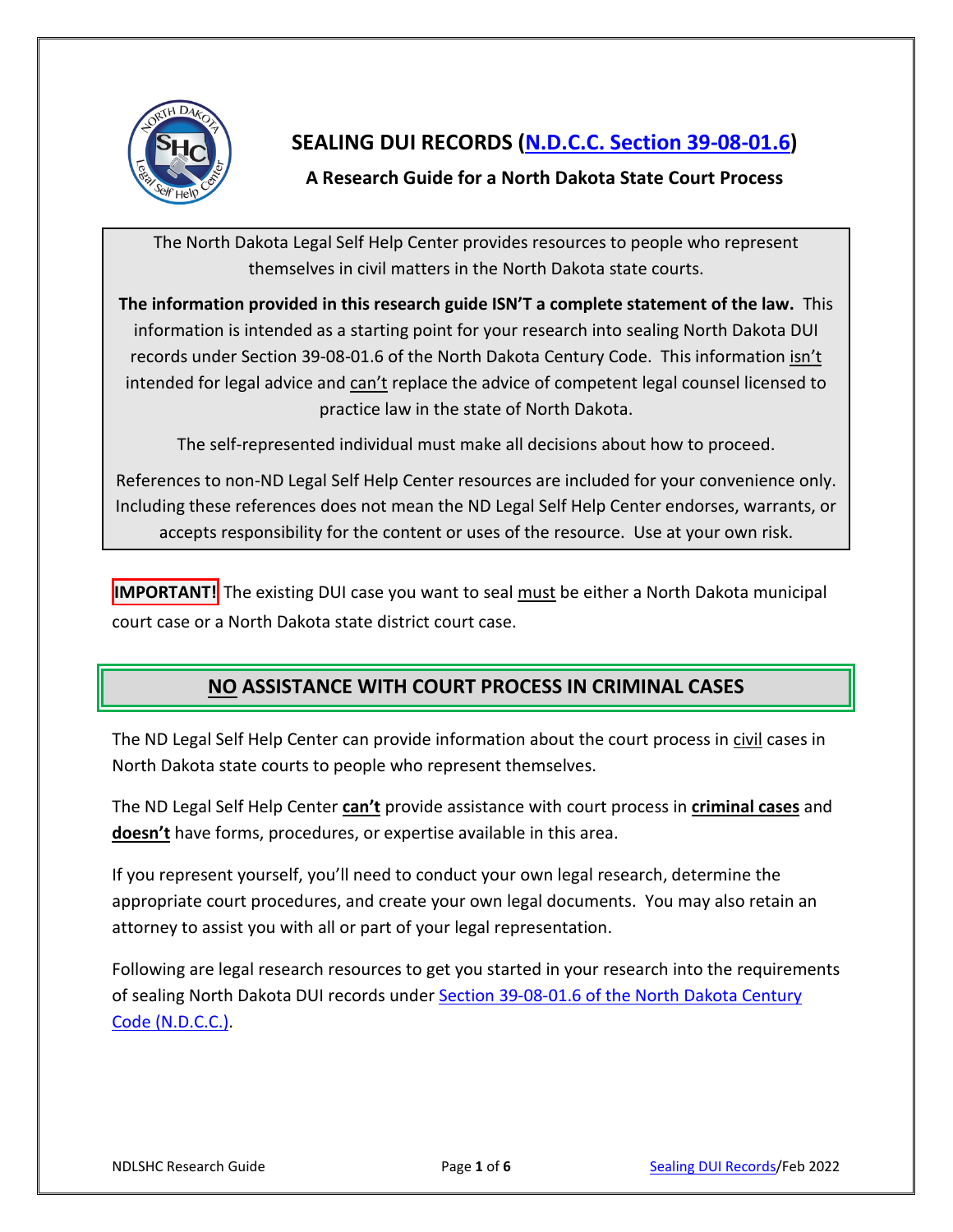# SEALING DUI RECORDS (N.D.C.C. Section 39-08-01.6)

**A Research Guide for a North Dakota State Court Process**

The North Dakota Legal Self Help Center provides resources to people who represent themselves in civil matters in the North Dakota state courts.

**The information provided in this research guide ISN'T a complete statement of the law.** This information is intended as a starting point for your research into sealing North Dakota DUI records under Section 39-08-01.6 of the North Dakota Century Code. This information isn't intended for legal advice and can't replace the advice of competent legal counsel licensed to practice law in the state of North Dakota.

The self-represented individual must make all decisions about how to proceed.

References to non-ND Legal Self Help Center resources are included for your convenience only. Including these references does not mean the ND Legal Self Help Center endorses, warrants, or accepts responsibility for the content or uses of the resource. Use at your own risk.

**IMPORTANT!** The existing DUI case you want to seal must be either a North Dakota municipal court case or a North Dakota state district court case.

## NO ASSISTANCE WITH COURT PROCESS IN CRIMINAL CASES

The ND Legal Self Help Center can provide information about the court process in civil cases in North Dakota state courts to people who represent themselves.

The ND Legal Self Help Center **can't** provide assistance with court process in **criminal cases** and **doesn't** have forms, procedures, or expertise available in this area.

If you represent yourself, you'll need to conduct your own legal research, determine the appropriate court procedures, and create your own legal documents. You may also retain an attorney to assist you with all or part of your legal representation.

Following are legal research resources to get you started in your research into the requirements of sealing North Dakota DUI records under Section 39-08-01.6 of the North Dakota Century Code (N.D.C.C.).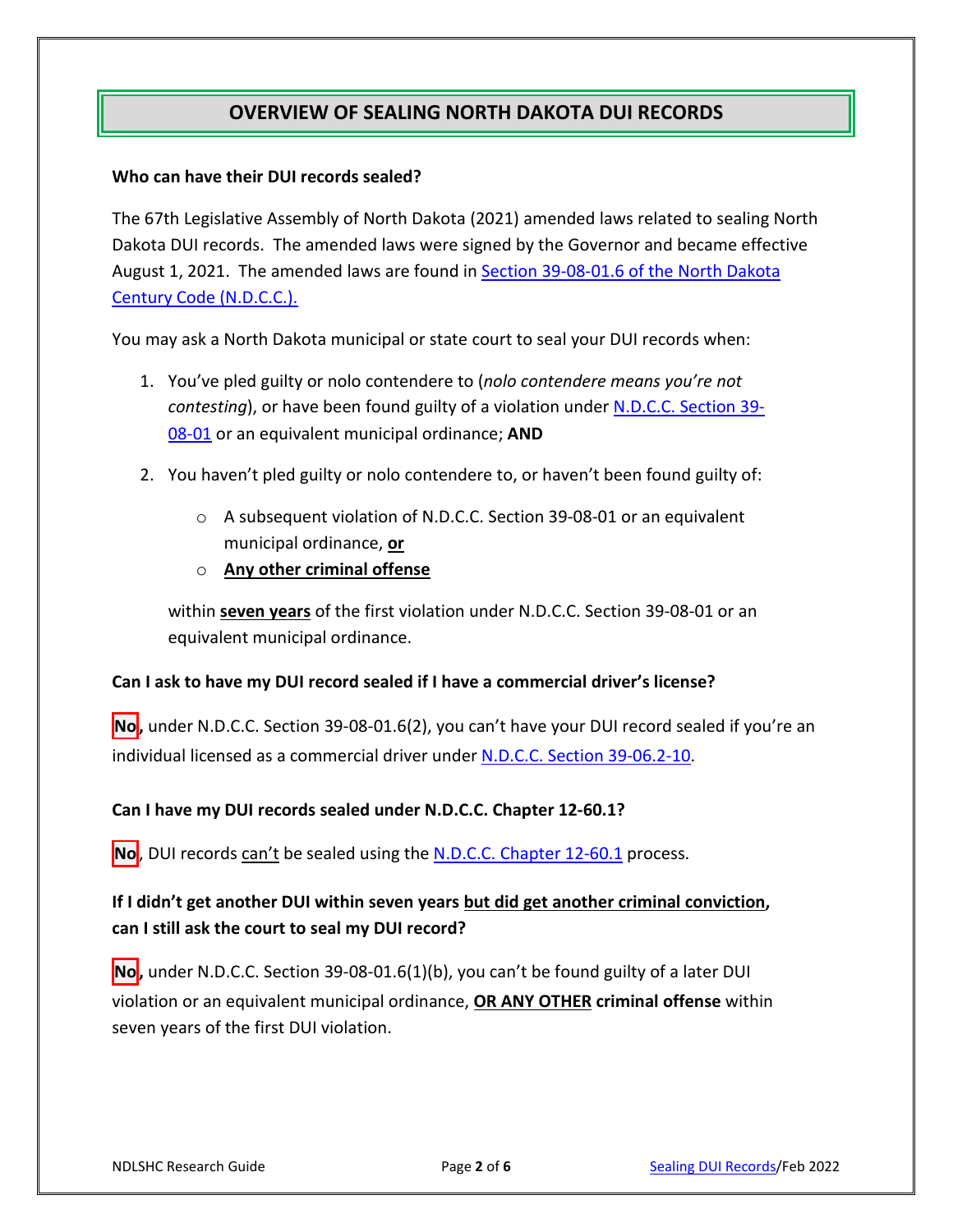# OVERVIEW OF SEALING NORTH DAKOTA DUI RECORDS

**Who can have their DUI records sealed?**

The 67th Legislative Assembly of North Dakota (2021) amended laws related to sealing North Dakota DUI records. The amended laws were signed by the Governor and became effective August 1, 2021. The amended laws are found in Section 39-08-01.6 of the North Dakota Century Code (N.D.C.C.).

You may ask a North Dakota municipal or state court to seal your DUI records when:

1. You've pled guilty or nolo contendere to (*nolo contendere means you're not contesting*), or have been found guilty of a violation under N.D.C.C. Section 39-08-01 or an equivalent municipal ordinance; **AND**

2. You haven't pled guilty or nolo contendere to, or haven't been found guilty of:

   - A subsequent violation of N.D.C.C. Section 39-08-01 or an equivalent municipal ordinance, **or**
   - **Any other criminal offense**

   within **seven years** of the first violation under N.D.C.C. Section 39-08-01 or an equivalent municipal ordinance.

**Can I ask to have my DUI record sealed if I have a commercial driver's license?**

**No,** under N.D.C.C. Section 39-08-01.6(2), you can't have your DUI record sealed if you're an individual licensed as a commercial driver under N.D.C.C. Section 39-06.2-10.

**Can I have my DUI records sealed under N.D.C.C. Chapter 12-60.1?**

**No**, DUI records can't be sealed using the N.D.C.C. Chapter 12-60.1 process.

**If I didn't get another DUI within seven years but did get another criminal conviction, can I still ask the court to seal my DUI record?**

**No,** under N.D.C.C. Section 39-08-01.6(1)(b), you can't be found guilty of a later DUI violation or an equivalent municipal ordinance, **OR ANY OTHER criminal offense** within seven years of the first DUI violation.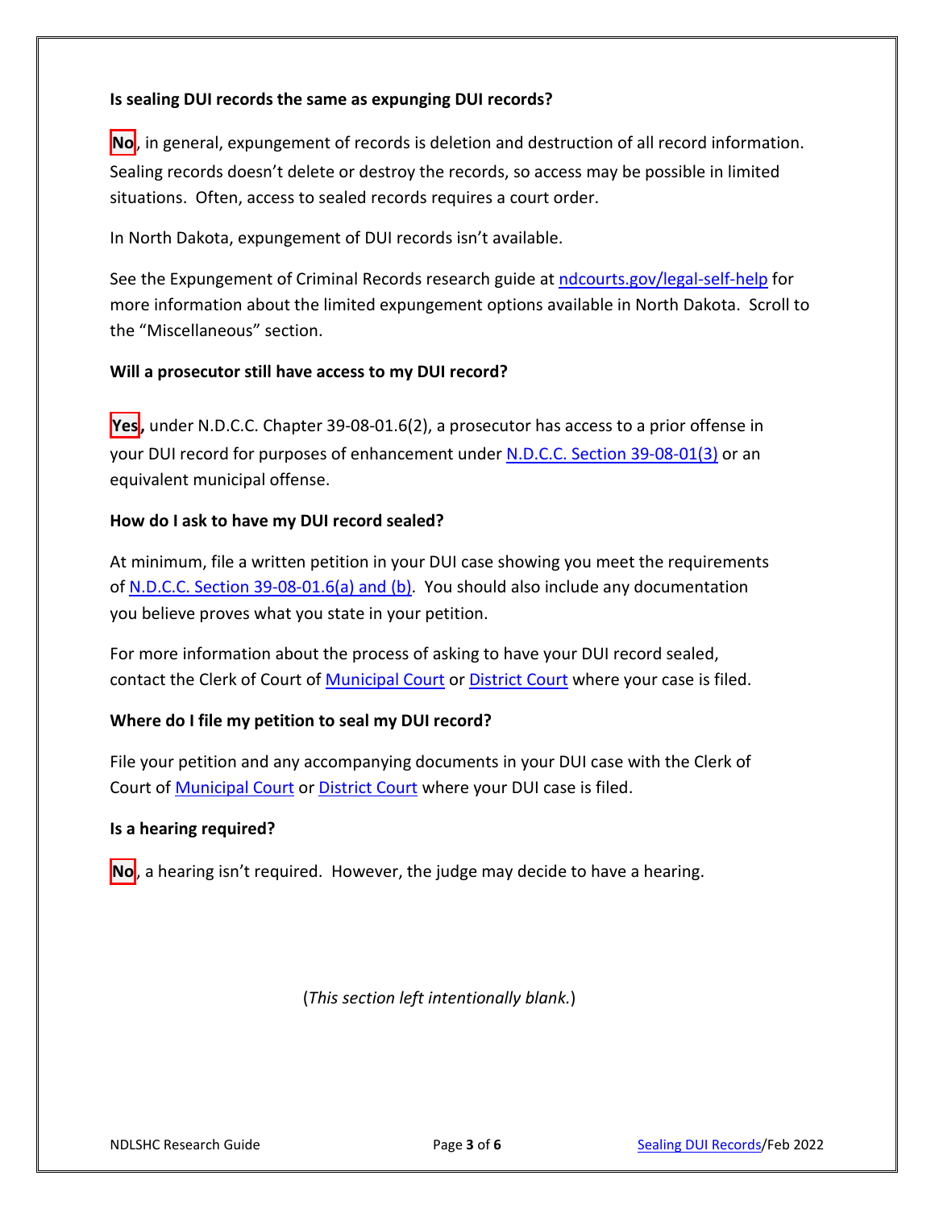**Is sealing DUI records the same as expunging DUI records?**

**No**, in general, expungement of records is deletion and destruction of all record information. Sealing records doesn't delete or destroy the records, so access may be possible in limited situations. Often, access to sealed records requires a court order.

In North Dakota, expungement of DUI records isn't available.

See the Expungement of Criminal Records research guide at ndcourts.gov/legal-self-help for more information about the limited expungement options available in North Dakota. Scroll to the "Miscellaneous" section.

**Will a prosecutor still have access to my DUI record?**

**Yes,** under N.D.C.C. Chapter 39-08-01.6(2), a prosecutor has access to a prior offense in your DUI record for purposes of enhancement under N.D.C.C. Section 39-08-01(3) or an equivalent municipal offense.

**How do I ask to have my DUI record sealed?**

At minimum, file a written petition in your DUI case showing you meet the requirements of N.D.C.C. Section 39-08-01.6(a) and (b). You should also include any documentation you believe proves what you state in your petition.

For more information about the process of asking to have your DUI record sealed, contact the Clerk of Court of Municipal Court or District Court where your case is filed.

**Where do I file my petition to seal my DUI record?**

File your petition and any accompanying documents in your DUI case with the Clerk of Court of Municipal Court or District Court where your DUI case is filed.

**Is a hearing required?**

**No**, a hearing isn't required. However, the judge may decide to have a hearing.

(*This section left intentionally blank.*)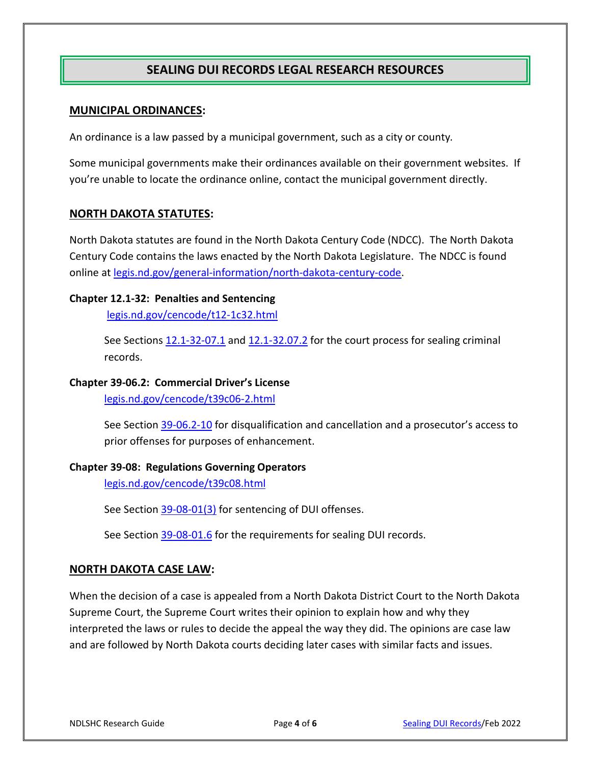# SEALING DUI RECORDS LEGAL RESEARCH RESOURCES

## MUNICIPAL ORDINANCES:

An ordinance is a law passed by a municipal government, such as a city or county.

Some municipal governments make their ordinances available on their government websites. If you're unable to locate the ordinance online, contact the municipal government directly.

## NORTH DAKOTA STATUTES:

North Dakota statutes are found in the North Dakota Century Code (NDCC). The North Dakota Century Code contains the laws enacted by the North Dakota Legislature. The NDCC is found online at legis.nd.gov/general-information/north-dakota-century-code.

**Chapter 12.1-32: Penalties and Sentencing**

legis.nd.gov/cencode/t12-1c32.html

See Sections 12.1-32-07.1 and 12.1-32.07.2 for the court process for sealing criminal records.

**Chapter 39-06.2: Commercial Driver's License**

legis.nd.gov/cencode/t39c06-2.html

See Section 39-06.2-10 for disqualification and cancellation and a prosecutor's access to prior offenses for purposes of enhancement.

**Chapter 39-08: Regulations Governing Operators**

legis.nd.gov/cencode/t39c08.html

See Section 39-08-01(3) for sentencing of DUI offenses.

See Section 39-08-01.6 for the requirements for sealing DUI records.

## NORTH DAKOTA CASE LAW:

When the decision of a case is appealed from a North Dakota District Court to the North Dakota Supreme Court, the Supreme Court writes their opinion to explain how and why they interpreted the laws or rules to decide the appeal the way they did. The opinions are case law and are followed by North Dakota courts deciding later cases with similar facts and issues.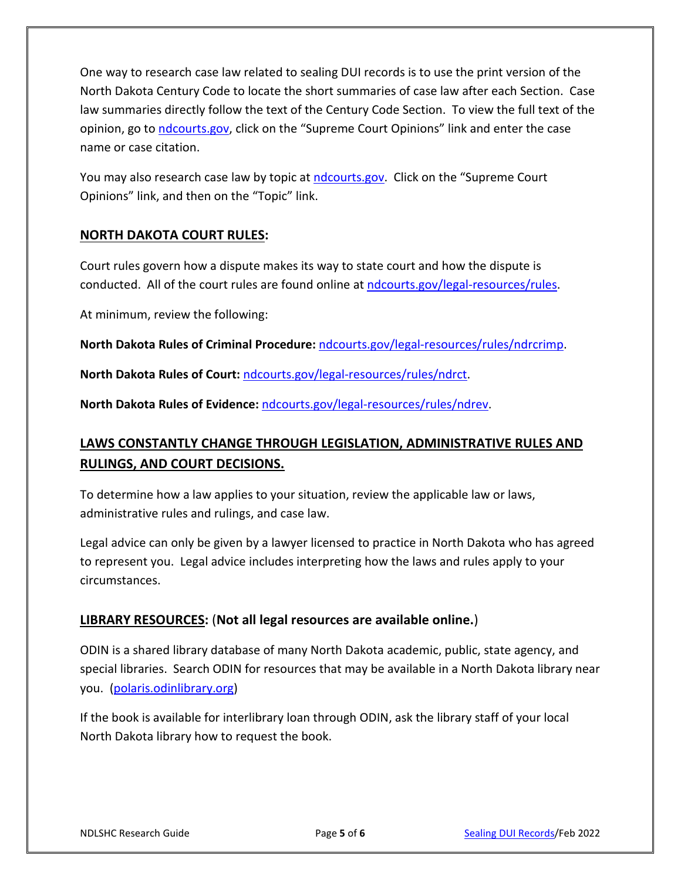One way to research case law related to sealing DUI records is to use the print version of the North Dakota Century Code to locate the short summaries of case law after each Section. Case law summaries directly follow the text of the Century Code Section. To view the full text of the opinion, go to ndcourts.gov, click on the "Supreme Court Opinions" link and enter the case name or case citation.

You may also research case law by topic at ndcourts.gov. Click on the "Supreme Court Opinions" link, and then on the "Topic" link.

## NORTH DAKOTA COURT RULES:

Court rules govern how a dispute makes its way to state court and how the dispute is conducted. All of the court rules are found online at ndcourts.gov/legal-resources/rules.

At minimum, review the following:

**North Dakota Rules of Criminal Procedure:** ndcourts.gov/legal-resources/rules/ndrcrimp.

**North Dakota Rules of Court:** ndcourts.gov/legal-resources/rules/ndrct.

**North Dakota Rules of Evidence:** ndcourts.gov/legal-resources/rules/ndrev.

## LAWS CONSTANTLY CHANGE THROUGH LEGISLATION, ADMINISTRATIVE RULES AND RULINGS, AND COURT DECISIONS.

To determine how a law applies to your situation, review the applicable law or laws, administrative rules and rulings, and case law.

Legal advice can only be given by a lawyer licensed to practice in North Dakota who has agreed to represent you. Legal advice includes interpreting how the laws and rules apply to your circumstances.

## LIBRARY RESOURCES: (Not all legal resources are available online.)

ODIN is a shared library database of many North Dakota academic, public, state agency, and special libraries. Search ODIN for resources that may be available in a North Dakota library near you. (polaris.odinlibrary.org)

If the book is available for interlibrary loan through ODIN, ask the library staff of your local North Dakota library how to request the book.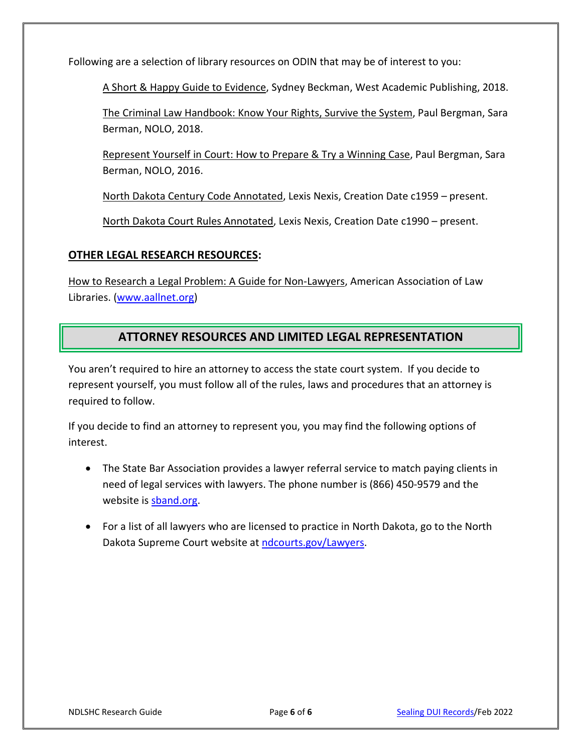Following are a selection of library resources on ODIN that may be of interest to you:

A Short & Happy Guide to Evidence, Sydney Beckman, West Academic Publishing, 2018.

The Criminal Law Handbook: Know Your Rights, Survive the System, Paul Bergman, Sara Berman, NOLO, 2018.

Represent Yourself in Court: How to Prepare & Try a Winning Case, Paul Bergman, Sara Berman, NOLO, 2016.

North Dakota Century Code Annotated, Lexis Nexis, Creation Date c1959 – present.

North Dakota Court Rules Annotated, Lexis Nexis, Creation Date c1990 – present.

## OTHER LEGAL RESEARCH RESOURCES:

How to Research a Legal Problem: A Guide for Non-Lawyers, American Association of Law Libraries. (www.aallnet.org)

## ATTORNEY RESOURCES AND LIMITED LEGAL REPRESENTATION

You aren't required to hire an attorney to access the state court system. If you decide to represent yourself, you must follow all of the rules, laws and procedures that an attorney is required to follow.

If you decide to find an attorney to represent you, you may find the following options of interest.

- The State Bar Association provides a lawyer referral service to match paying clients in need of legal services with lawyers. The phone number is (866) 450-9579 and the website is sband.org.
- For a list of all lawyers who are licensed to practice in North Dakota, go to the North Dakota Supreme Court website at ndcourts.gov/Lawyers.